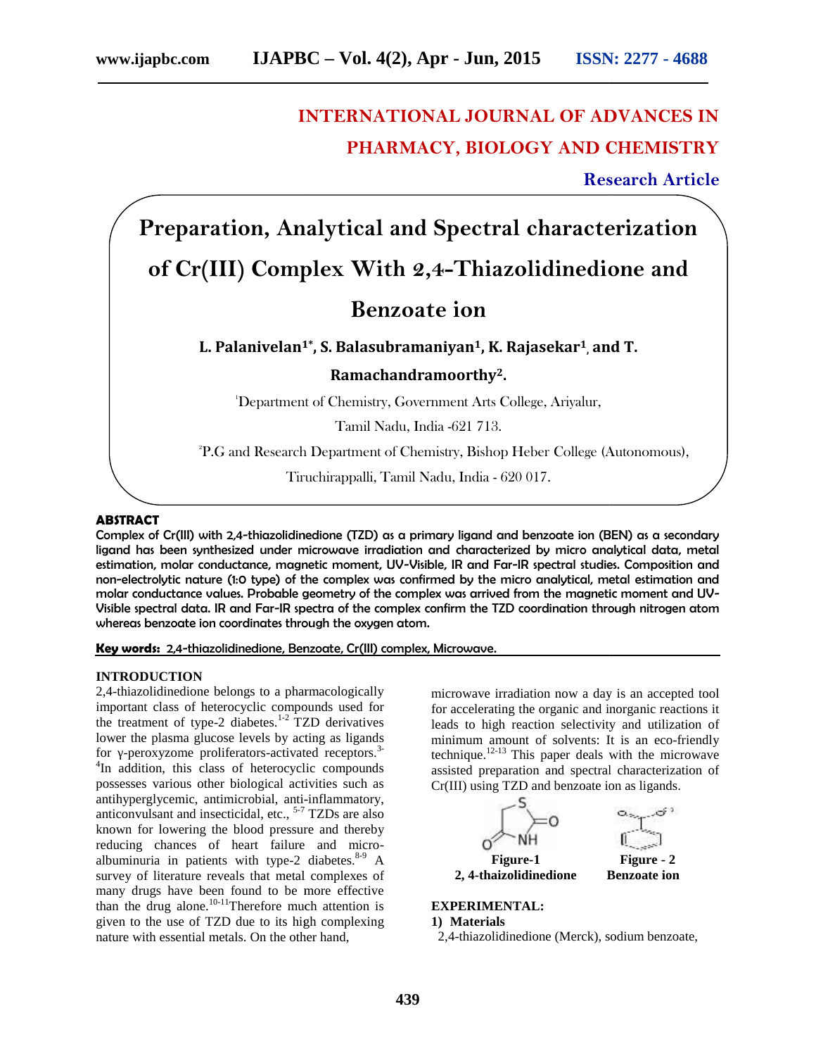INTERNATIONAL JOURNAL OF ADVANCES IN PHARMACY, BIOLOGY AND CHEMISTRY

**Research Article**

# Preparation, Analytical and Spectral characterization of Cr(III) Complex With 2,4-Thiazolidinedione and Benzoate ion

**L. Palanivelan[1*], S. Balasubramaniyan[1], K. Rajasekar[1], and T. Ramachandramoorthy[2].**

[1]Department of Chemistry, Government Arts College, Ariyalur, Tamil Nadu, India -621 713.

[2]P.G and Research Department of Chemistry, Bishop Heber College (Autonomous), Tiruchirappalli, Tamil Nadu, India - 620 017.

## ABSTRACT

Complex of Cr(III) with 2,4-thiazolidinedione (TZD) as a primary ligand and benzoate ion (BEN) as a secondary ligand has been synthesized under microwave irradiation and characterized by micro analytical data, metal estimation, molar conductance, magnetic moment, UV-Visible, IR and Far-IR spectral studies. Composition and non-electrolytic nature (1:0 type) of the complex was confirmed by the micro analytical, metal estimation and molar conductance values. Probable geometry of the complex was arrived from the magnetic moment and UV-Visible spectral data. IR and Far-IR spectra of the complex confirm the TZD coordination through nitrogen atom whereas benzoate ion coordinates through the oxygen atom.

**Key words:** 2,4-thiazolidinedione, Benzoate, Cr(III) complex, Microwave.

## INTRODUCTION

2,4-thiazolidinedione belongs to a pharmacologically important class of heterocyclic compounds used for the treatment of type-2 diabetes.[1-2] TZD derivatives lower the plasma glucose levels by acting as ligands for γ-peroxyzome proliferators-activated receptors.[3-4]In addition, this class of heterocyclic compounds possesses various other biological activities such as antihyperglycemic, antimicrobial, anti-inflammatory, anticonvulsant and insecticidal, etc., [5-7] TZDs are also known for lowering the blood pressure and thereby reducing chances of heart failure and micro-albuminuria in patients with type-2 diabetes.[8-9] A survey of literature reveals that metal complexes of many drugs have been found to be more effective than the drug alone.[10-11]Therefore much attention is given to the use of TZD due to its high complexing nature with essential metals. On the other hand, microwave irradiation now a day is an accepted tool for accelerating the organic and inorganic reactions it leads to high reaction selectivity and utilization of minimum amount of solvents: It is an eco-friendly technique.[12-13] This paper deals with the microwave assisted preparation and spectral characterization of Cr(III) using TZD and benzoate ion as ligands.

**Figure-1**
**2, 4-thaizolidinedione**

**Figure - 2**
**Benzoate ion**

## EXPERIMENTAL:

### 1) Materials

2,4-thiazolidinedione (Merck), sodium benzoate,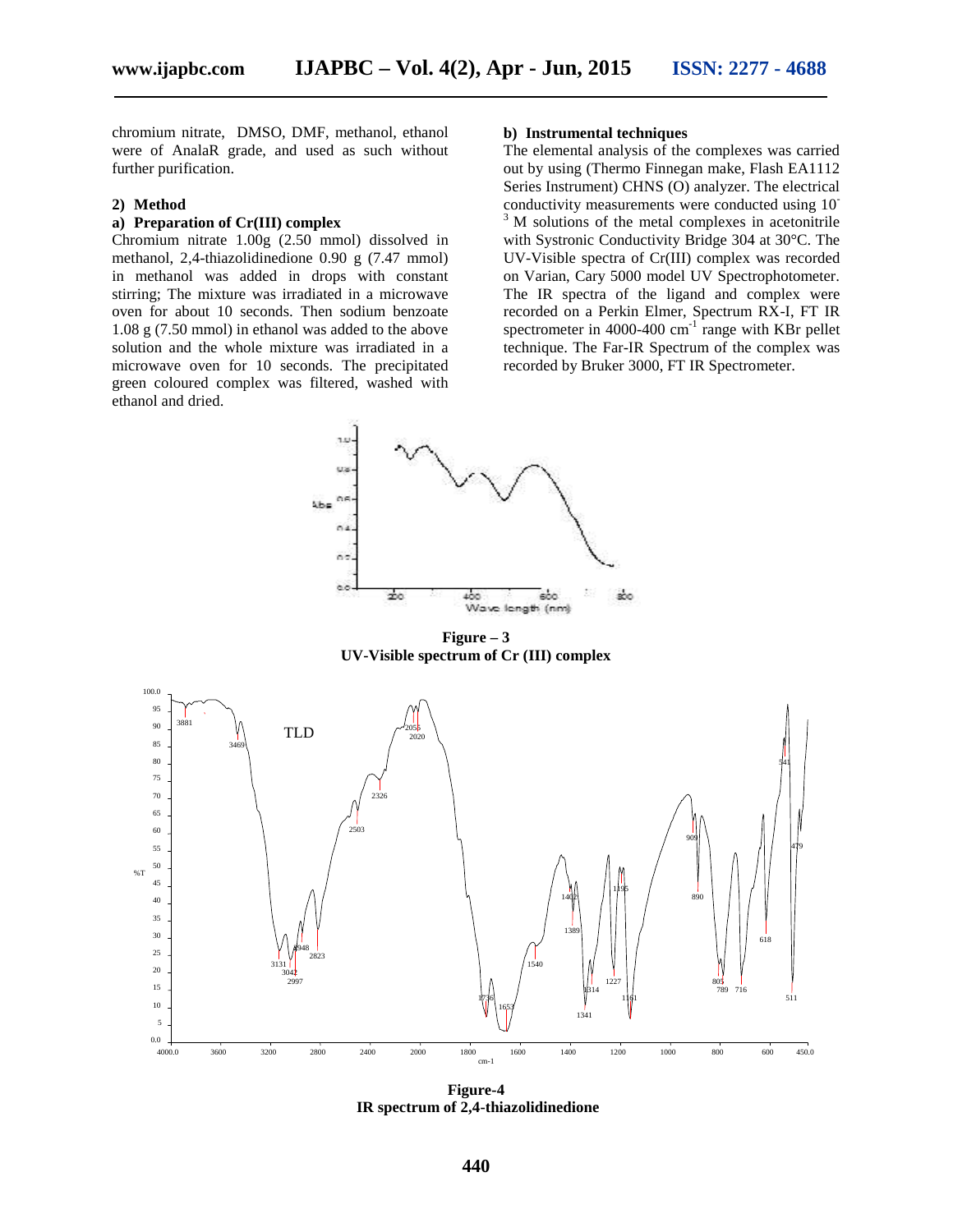chromium nitrate, DMSO, DMF, methanol, ethanol were of AnalaR grade, and used as such without further purification.

**2) Method**

**a) Preparation of Cr(III) complex**

Chromium nitrate 1.00g (2.50 mmol) dissolved in methanol, 2,4-thiazolidinedione 0.90 g (7.47 mmol) in methanol was added in drops with constant stirring; The mixture was irradiated in a microwave oven for about 10 seconds. Then sodium benzoate 1.08 g (7.50 mmol) in ethanol was added to the above solution and the whole mixture was irradiated in a microwave oven for 10 seconds. The precipitated green coloured complex was filtered, washed with ethanol and dried.

**b) Instrumental techniques**

The elemental analysis of the complexes was carried out by using (Thermo Finnegan make, Flash EA1112 Series Instrument) CHNS (O) analyzer. The electrical conductivity measurements were conducted using $10^{-3}$ M solutions of the metal complexes in acetonitrile with Systronic Conductivity Bridge 304 at 30°C. The UV-Visible spectra of Cr(III) complex was recorded on Varian, Cary 5000 model UV Spectrophotometer. The IR spectra of the ligand and complex were recorded on a Perkin Elmer, Spectrum RX-I, FT IR spectrometer in 4000-400 $cm^{-1}$ range with KBr pellet technique. The Far-IR Spectrum of the complex was recorded by Bruker 3000, FT IR Spectrometer.

**Figure – 3**
**UV-Visible spectrum of Cr (III) complex**

**Figure-4**
**IR spectrum of 2,4-thiazolidinedione**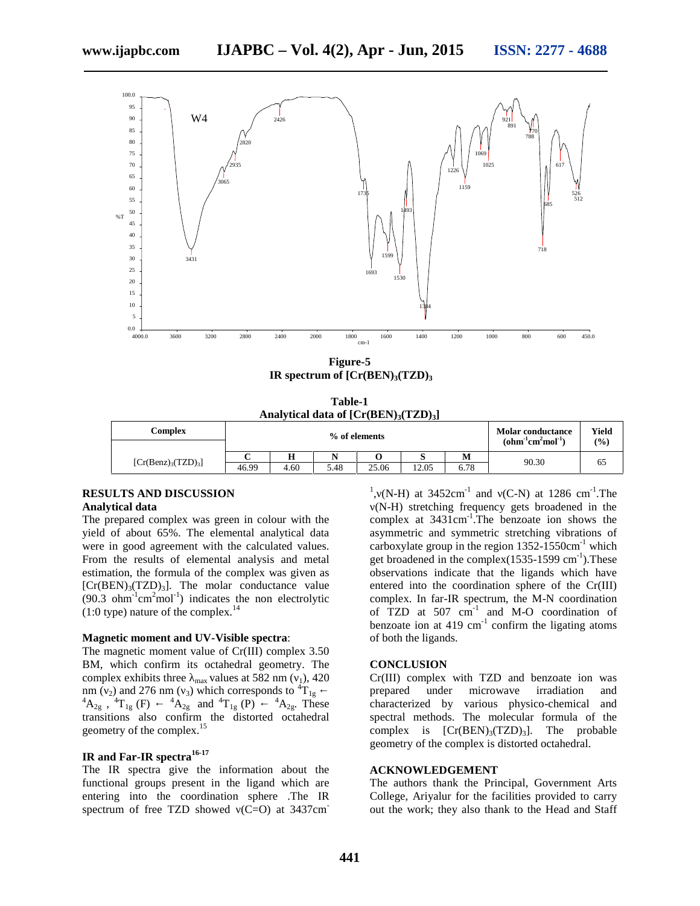**Figure-5**
**IR spectrum of $[Cr(BEN)_3(TZD)_3]$**

**Table-1**
**Analytical data of $[Cr(BEN)_3(TZD)_3]$**

| Complex | % of elements | | | | | | Molar conductance ($ohm^{-1}cm^2mol^{-1}$) | Yield (%) |
|---|---|---|---|---|---|---|---|---|
| | C | H | N | O | S | M | | |
| $[Cr(Benz)_3(TZD)_3]$ | 46.99 | 4.60 | 5.48 | 25.06 | 12.05 | 6.78 | 90.30 | 65 |

## RESULTS AND DISCUSSION

### Analytical data

The prepared complex was green in colour with the yield of about 65%. The elemental analytical data were in good agreement with the calculated values. From the results of elemental analysis and metal estimation, the formula of the complex was given as $[Cr(BEN)_3(TZD)_3]$. The molar conductance value ($90.3\ ohm^{-1}cm^2mol^{-1}$) indicates the non electrolytic (1:0 type) nature of the complex.[14]

### Magnetic moment and UV-Visible spectra:

The magnetic moment value of Cr(III) complex 3.50 BM, which confirm its octahedral geometry. The complex exhibits three $\lambda_{max}$ values at 582 nm ($\nu_1$), 420 nm ($\nu_2$) and 276 nm ($\nu_3$) which corresponds to ${}^4T_{1g} \leftarrow {}^4A_{2g}$ , ${}^4T_{1g}$ (F) $\leftarrow {}^4A_{2g}$ and ${}^4T_{1g}$ (P) $\leftarrow {}^4A_{2g}$. These transitions also confirm the distorted octahedral geometry of the complex.[15]

### IR and Far-IR spectra[16-17]

The IR spectra give the information about the functional groups present in the ligand which are entering into the coordination sphere .The IR spectrum of free TZD showed ν(C=O) at 3437cm$^{-1}$,ν(N-H) at 3452cm$^{-1}$ and ν(C-N) at 1286 cm$^{-1}$.The ν(N-H) stretching frequency gets broadened in the complex at 3431cm$^{-1}$.The benzoate ion shows the asymmetric and symmetric stretching vibrations of carboxylate group in the region 1352-1550cm$^{-1}$ which get broadened in the complex(1535-1599 cm$^{-1}$).These observations indicate that the ligands which have entered into the coordination sphere of the Cr(III) complex. In far-IR spectrum, the M-N coordination of TZD at 507 cm$^{-1}$ and M-O coordination of benzoate ion at 419 cm$^{-1}$ confirm the ligating atoms of both the ligands.

## CONCLUSION

Cr(III) complex with TZD and benzoate ion was prepared under microwave irradiation and characterized by various physico-chemical and spectral methods. The molecular formula of the complex is $[Cr(BEN)_3(TZD)_3]$. The probable geometry of the complex is distorted octahedral.

## ACKNOWLEDGEMENT

The authors thank the Principal, Government Arts College, Ariyalur for the facilities provided to carry out the work; they also thank to the Head and Staff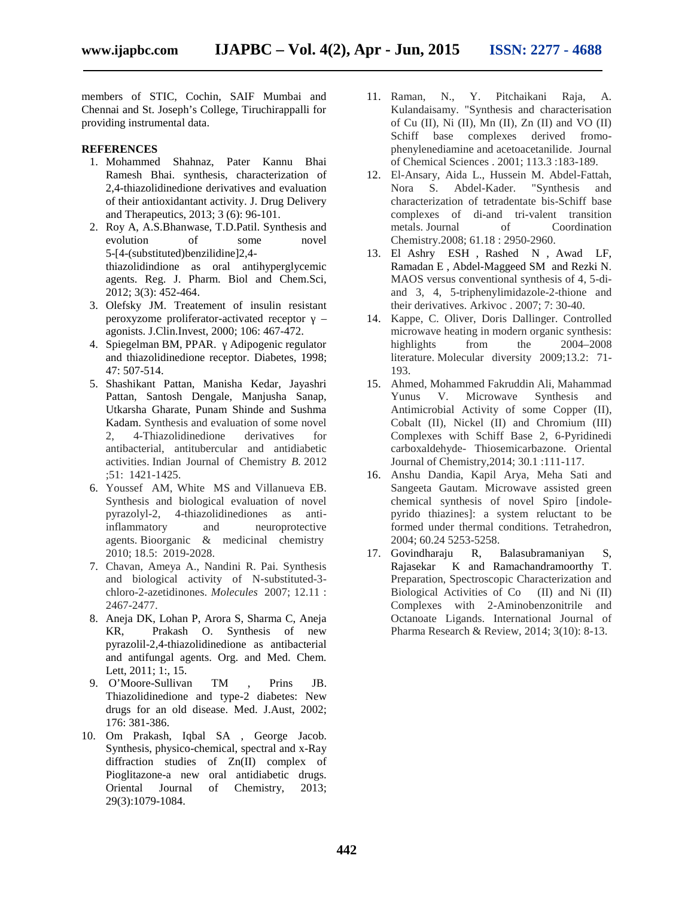members of STIC, Cochin, SAIF Mumbai and Chennai and St. Joseph's College, Tiruchirappalli for providing instrumental data.

## REFERENCES

1. Mohammed Shahnaz, Pater Kannu Bhai Ramesh Bhai. synthesis, characterization of 2,4-thiazolidinedione derivatives and evaluation of their antioxidantant activity. J. Drug Delivery and Therapeutics, 2013; 3 (6): 96-101.
2. Roy A, A.S.Bhanwase, T.D.Patil. Synthesis and evolution of some novel 5-[4-(substituted)benzilidine]2,4-thiazolidindione as oral antihyperglycemic agents. Reg. J. Pharm. Biol and Chem.Sci, 2012; 3(3): 452-464.
3. Olefsky JM. Treatement of insulin resistant peroxyzome proliferator-activated receptor γ – agonists. J.Clin.Invest, 2000; 106: 467-472.
4. Spiegelman BM, PPAR. γ Adipogenic regulator and thiazolidinedione receptor. Diabetes, 1998; 47: 507-514.
5. Shashikant Pattan, Manisha Kedar, Jayashri Pattan, Santosh Dengale, Manjusha Sanap, Utkarsha Gharate, Punam Shinde and Sushma Kadam. Synthesis and evaluation of some novel 2, 4-Thiazolidinedione derivatives for antibacterial, antitubercular and antidiabetic activities. Indian Journal of Chemistry *B.* 2012 ;51: 1421-1425.
6. Youssef AM, White MS and Villanueva EB. Synthesis and biological evaluation of novel pyrazolyl-2, 4-thiazolidinediones as anti-inflammatory and neuroprotective agents. Bioorganic & medicinal chemistry 2010; 18.5: 2019-2028.
7. Chavan, Ameya A., Nandini R. Pai. Synthesis and biological activity of N-substituted-3-chloro-2-azetidinones. *Molecules* 2007; 12.11 : 2467-2477.
8. Aneja DK, Lohan P, Arora S, Sharma C, Aneja KR, Prakash O. Synthesis of new pyrazolil-2,4-thiazolidinedione as antibacterial and antifungal agents. Org. and Med. Chem. Lett, 2011; 1:, 15.
9. O'Moore-Sullivan TM , Prins JB. Thiazolidinedione and type-2 diabetes: New drugs for an old disease. Med. J.Aust, 2002; 176: 381-386.
10. Om Prakash, Iqbal SA , George Jacob. Synthesis, physico-chemical, spectral and x-Ray diffraction studies of Zn(II) complex of Pioglitazone-a new oral antidiabetic drugs. Oriental Journal of Chemistry, 2013; 29(3):1079-1084.
11. Raman, N., Y. Pitchaikani Raja, A. Kulandaisamy. "Synthesis and characterisation of Cu (II), Ni (II), Mn (II), Zn (II) and VO (II) Schiff base complexes derived fromo-phenylenediamine and acetoacetanilide. Journal of Chemical Sciences . 2001; 113.3 :183-189.
12. El-Ansary, Aida L., Hussein M. Abdel-Fattah, Nora S. Abdel-Kader. "Synthesis and characterization of tetradentate bis-Schiff base complexes of di-and tri-valent transition metals. Journal of Coordination Chemistry.2008; 61.18 : 2950-2960.
13. El Ashry ESH , Rashed N , Awad LF, Ramadan E , Abdel-Maggeed SM and Rezki N. MAOS versus conventional synthesis of 4, 5-di-and 3, 4, 5-triphenylimidazole-2-thione and their derivatives. Arkivoc . 2007; 7: 30-40.
14. Kappe, C. Oliver, Doris Dallinger. Controlled microwave heating in modern organic synthesis: highlights from the 2004–2008 literature. Molecular diversity 2009;13.2: 71-193.
15. Ahmed, Mohammed Fakruddin Ali, Mahammad Yunus V. Microwave Synthesis and Antimicrobial Activity of some Copper (II), Cobalt (II), Nickel (II) and Chromium (III) Complexes with Schiff Base 2, 6-Pyridinedi carboxaldehyde- Thiosemicarbazone. Oriental Journal of Chemistry,2014; 30.1 :111-117.
16. Anshu Dandia, Kapil Arya, Meha Sati and Sangeeta Gautam. Microwave assisted green chemical synthesis of novel Spiro [indole-pyrido thiazines]: a system reluctant to be formed under thermal conditions. Tetrahedron, 2004; 60.24 5253-5258.
17. Govindharaju R, Balasubramaniyan S, Rajasekar K and Ramachandramoorthy T. Preparation, Spectroscopic Characterization and Biological Activities of Co (II) and Ni (II) Complexes with 2-Aminobenzonitrile and Octanoate Ligands. International Journal of Pharma Research & Review, 2014; 3(10): 8-13.